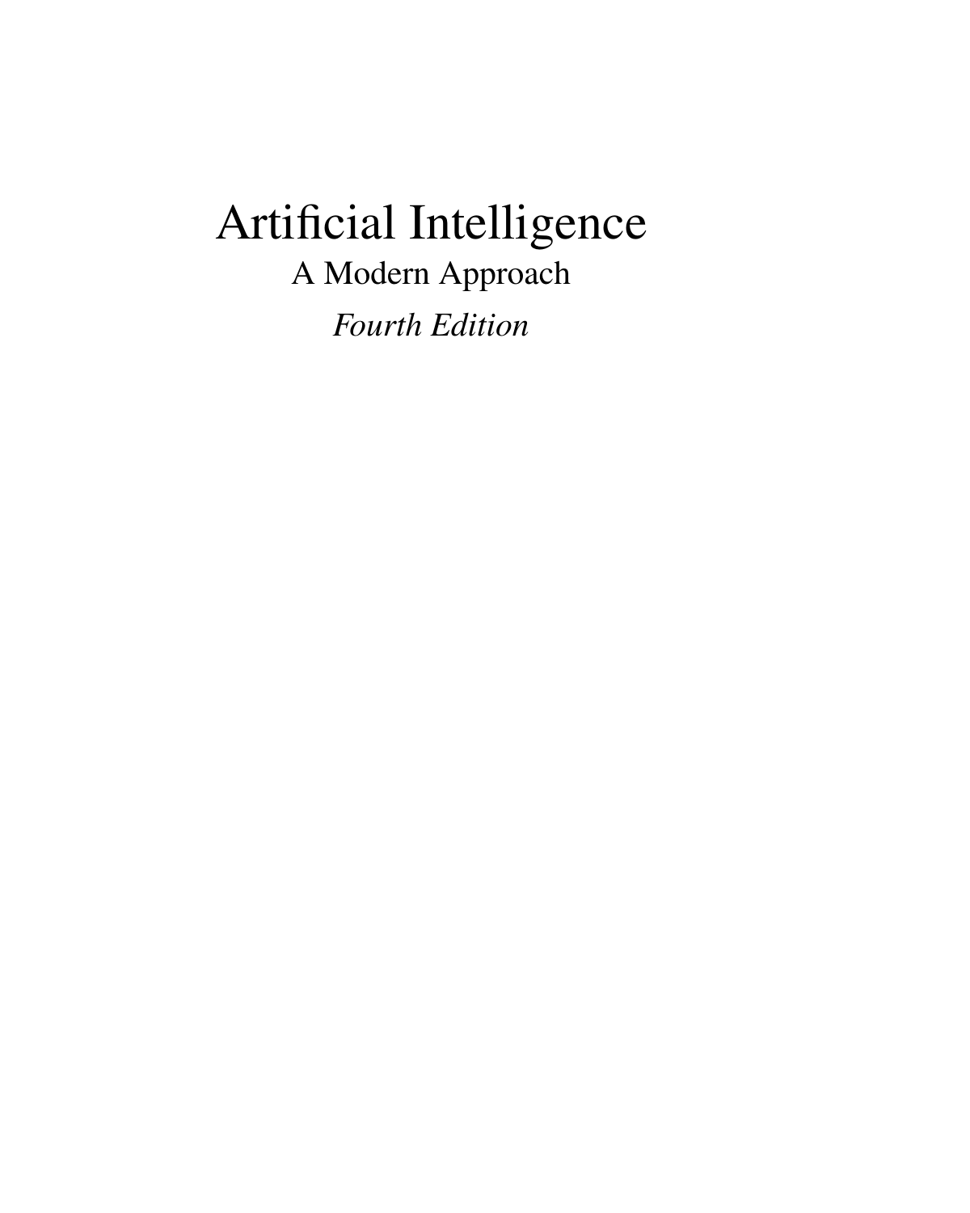# Artificial Intelligence

## A Modern Approach

*Fourth Edition*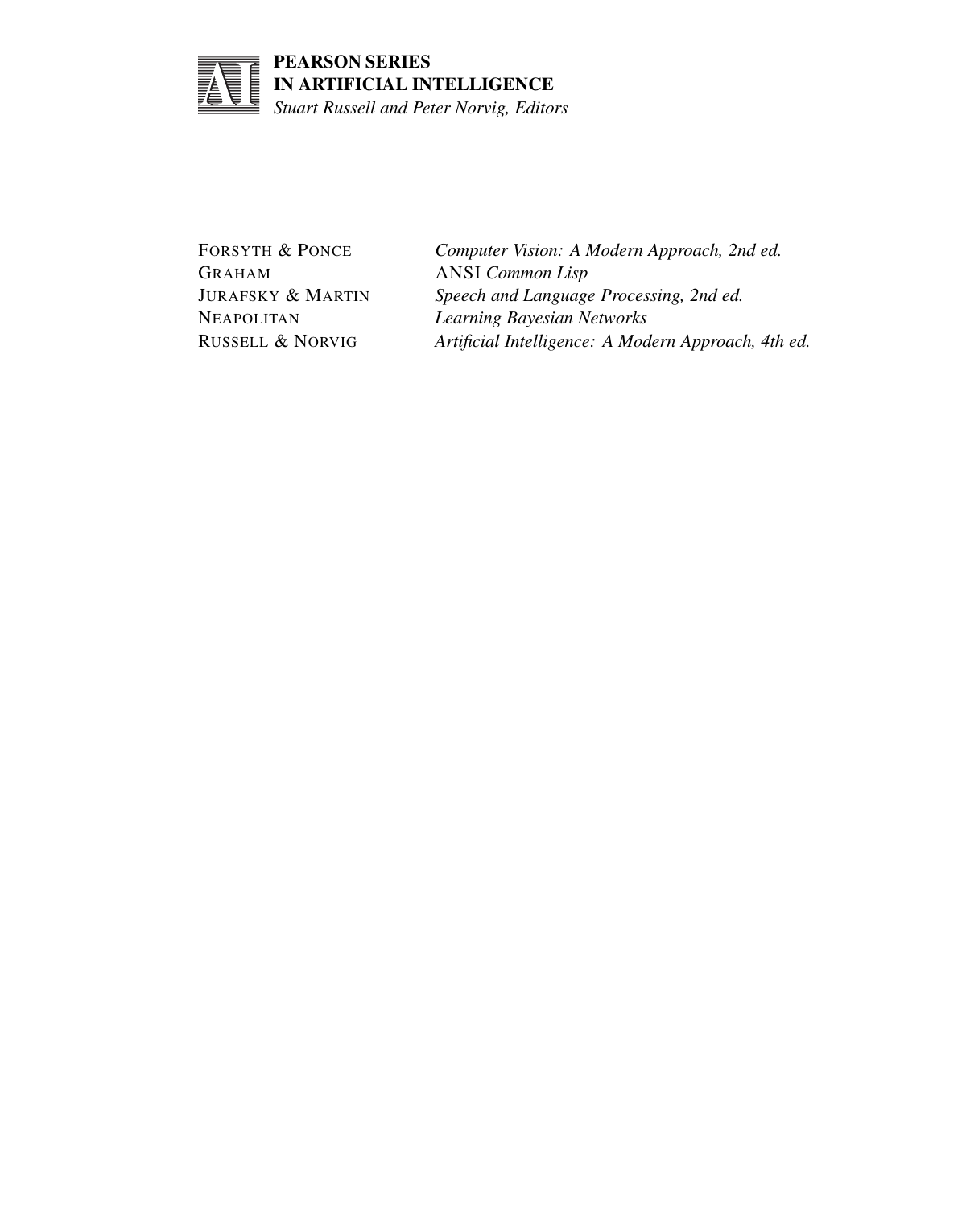**PEARSON SERIES**
**IN ARTIFICIAL INTELLIGENCE**
*Stuart Russell and Peter Norvig, Editors*

| | |
|---|---|
| FORSYTH & PONCE | *Computer Vision: A Modern Approach, 2nd ed.* |
| GRAHAM | ANSI *Common Lisp* |
| JURAFSKY & MARTIN | *Speech and Language Processing, 2nd ed.* |
| NEAPOLITAN | *Learning Bayesian Networks* |
| RUSSELL & NORVIG | *Artificial Intelligence: A Modern Approach, 4th ed.* |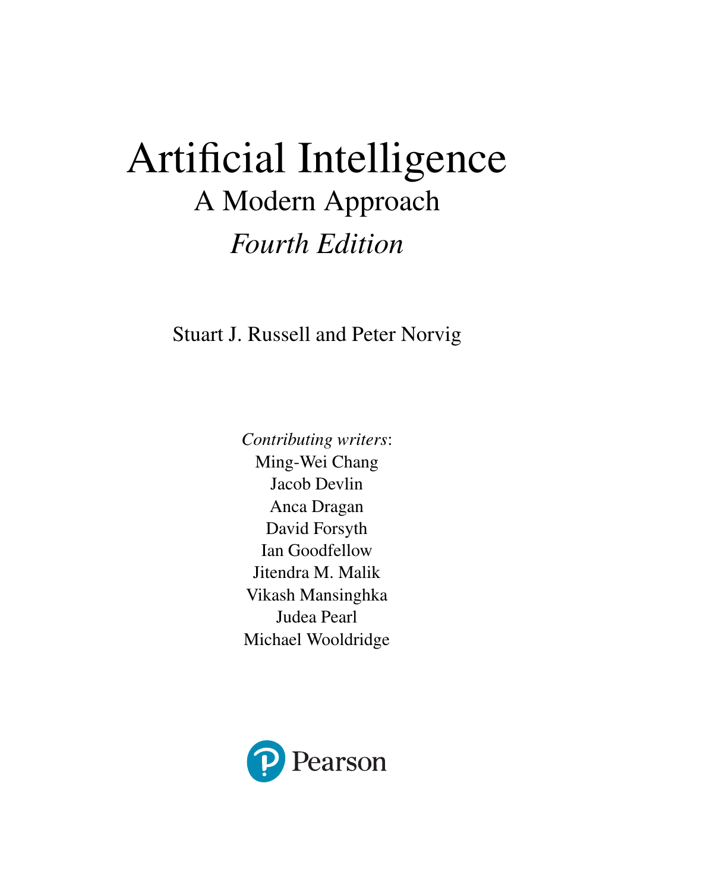# Artificial Intelligence

## A Modern Approach

### *Fourth Edition*

Stuart J. Russell and Peter Norvig

*Contributing writers*:
Ming-Wei Chang
Jacob Devlin
Anca Dragan
David Forsyth
Ian Goodfellow
Jitendra M. Malik
Vikash Mansinghka
Judea Pearl
Michael Wooldridge

Pearson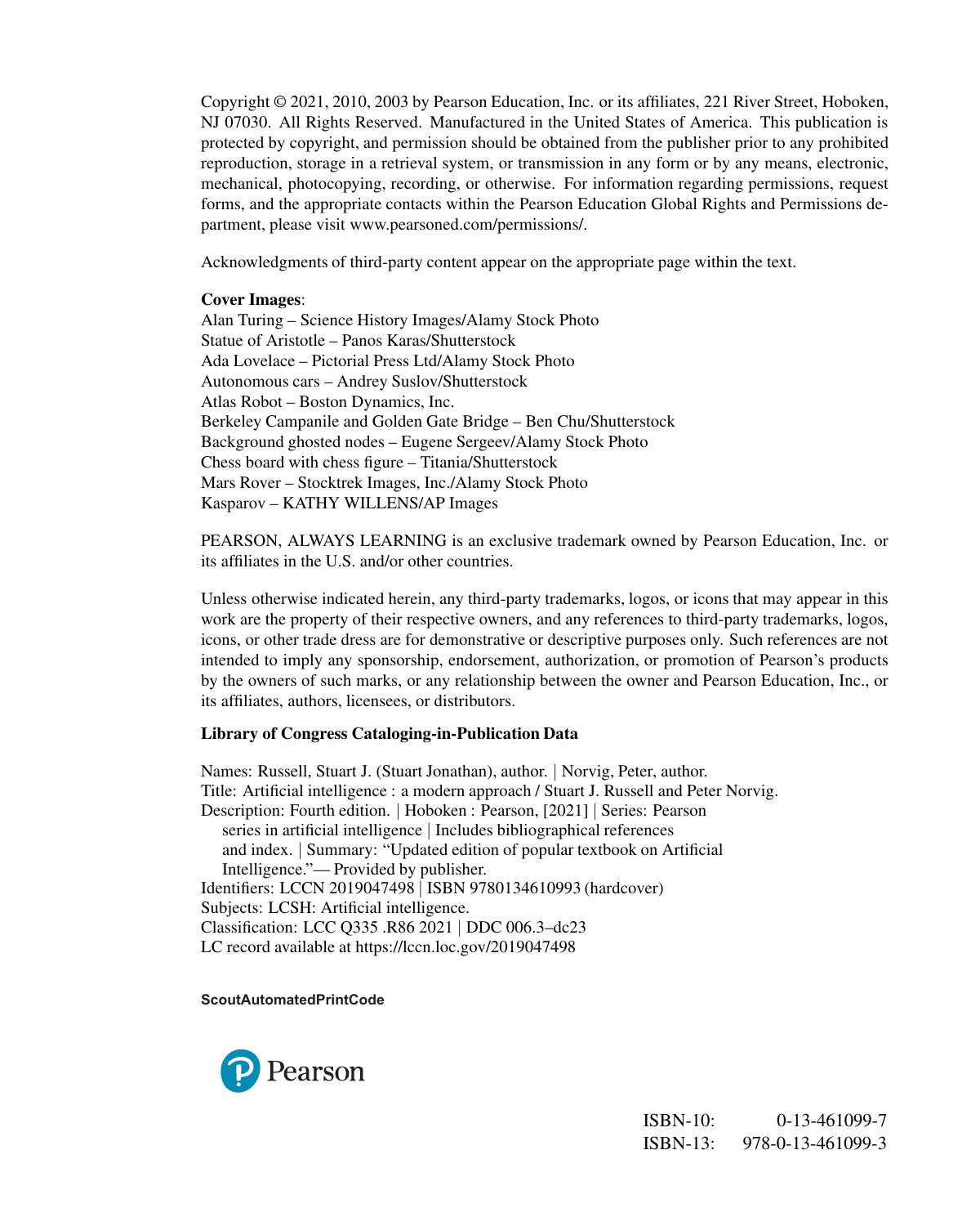Copyright © 2021, 2010, 2003 by Pearson Education, Inc. or its affiliates, 221 River Street, Hoboken, NJ 07030. All Rights Reserved. Manufactured in the United States of America. This publication is protected by copyright, and permission should be obtained from the publisher prior to any prohibited reproduction, storage in a retrieval system, or transmission in any form or by any means, electronic, mechanical, photocopying, recording, or otherwise. For information regarding permissions, request forms, and the appropriate contacts within the Pearson Education Global Rights and Permissions department, please visit www.pearsoned.com/permissions/.

Acknowledgments of third-party content appear on the appropriate page within the text.

**Cover Images**:
Alan Turing – Science History Images/Alamy Stock Photo
Statue of Aristotle – Panos Karas/Shutterstock
Ada Lovelace – Pictorial Press Ltd/Alamy Stock Photo
Autonomous cars – Andrey Suslov/Shutterstock
Atlas Robot – Boston Dynamics, Inc.
Berkeley Campanile and Golden Gate Bridge – Ben Chu/Shutterstock
Background ghosted nodes – Eugene Sergeev/Alamy Stock Photo
Chess board with chess figure – Titania/Shutterstock
Mars Rover – Stocktrek Images, Inc./Alamy Stock Photo
Kasparov – KATHY WILLENS/AP Images

PEARSON, ALWAYS LEARNING is an exclusive trademark owned by Pearson Education, Inc. or its affiliates in the U.S. and/or other countries.

Unless otherwise indicated herein, any third-party trademarks, logos, or icons that may appear in this work are the property of their respective owners, and any references to third-party trademarks, logos, icons, or other trade dress are for demonstrative or descriptive purposes only. Such references are not intended to imply any sponsorship, endorsement, authorization, or promotion of Pearson's products by the owners of such marks, or any relationship between the owner and Pearson Education, Inc., or its affiliates, authors, licensees, or distributors.

**Library of Congress Cataloging-in-Publication Data**

Names: Russell, Stuart J. (Stuart Jonathan), author. | Norvig, Peter, author.
Title: Artificial intelligence : a modern approach / Stuart J. Russell and Peter Norvig.
Description: Fourth edition. | Hoboken : Pearson, [2021] | Series: Pearson series in artificial intelligence | Includes bibliographical references and index. | Summary: "Updated edition of popular textbook on Artificial Intelligence."— Provided by publisher.
Identifiers: LCCN 2019047498 | ISBN 9780134610993 (hardcover)
Subjects: LCSH: Artificial intelligence.
Classification: LCC Q335 .R86 2021 | DDC 006.3–dc23
LC record available at https://lccn.loc.gov/2019047498

**ScoutAutomatedPrintCode**

Pearson

ISBN-10: 0-13-461099-7
ISBN-13: 978-0-13-461099-3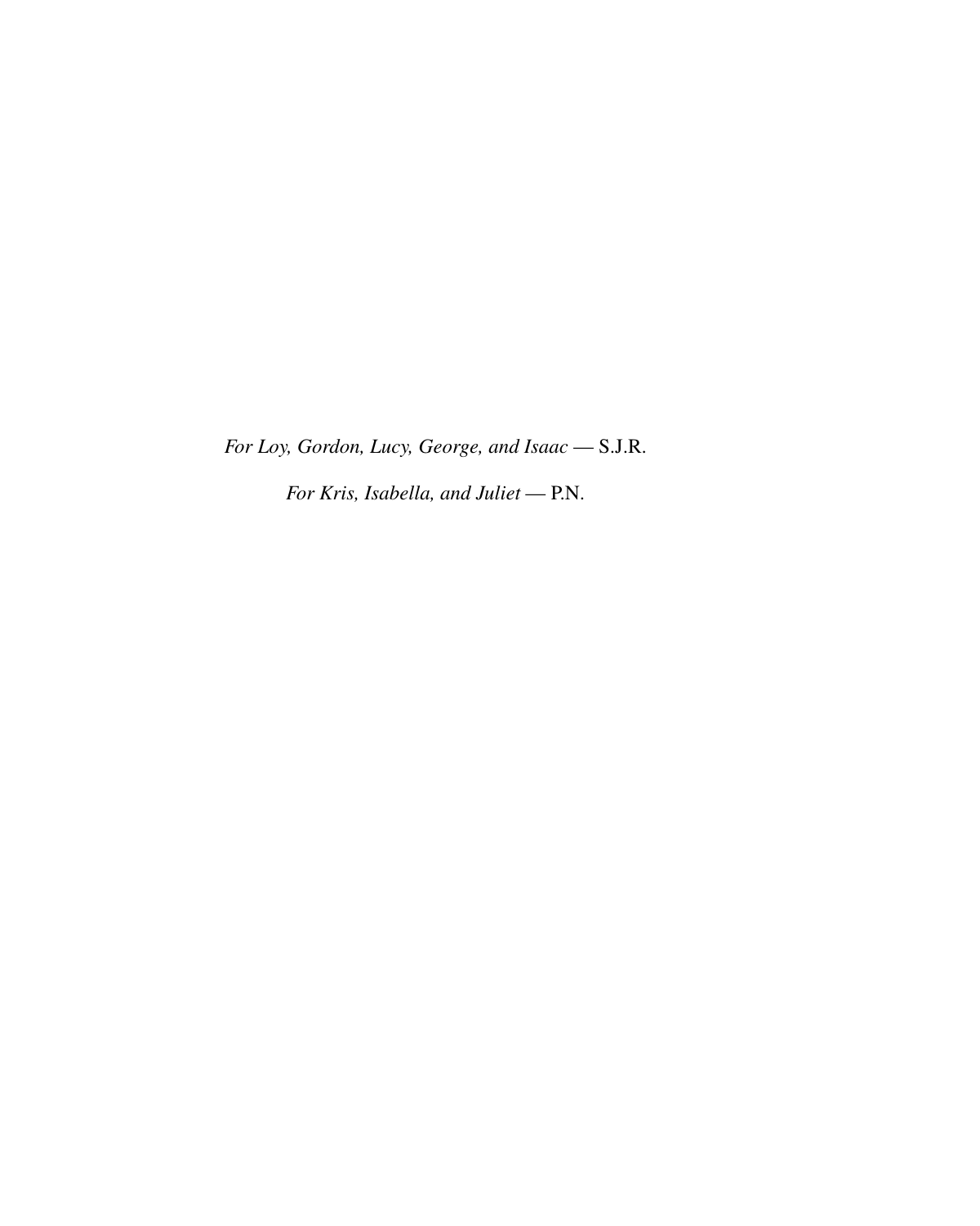*For Loy, Gordon, Lucy, George, and Isaac* — S.J.R.

*For Kris, Isabella, and Juliet* — P.N.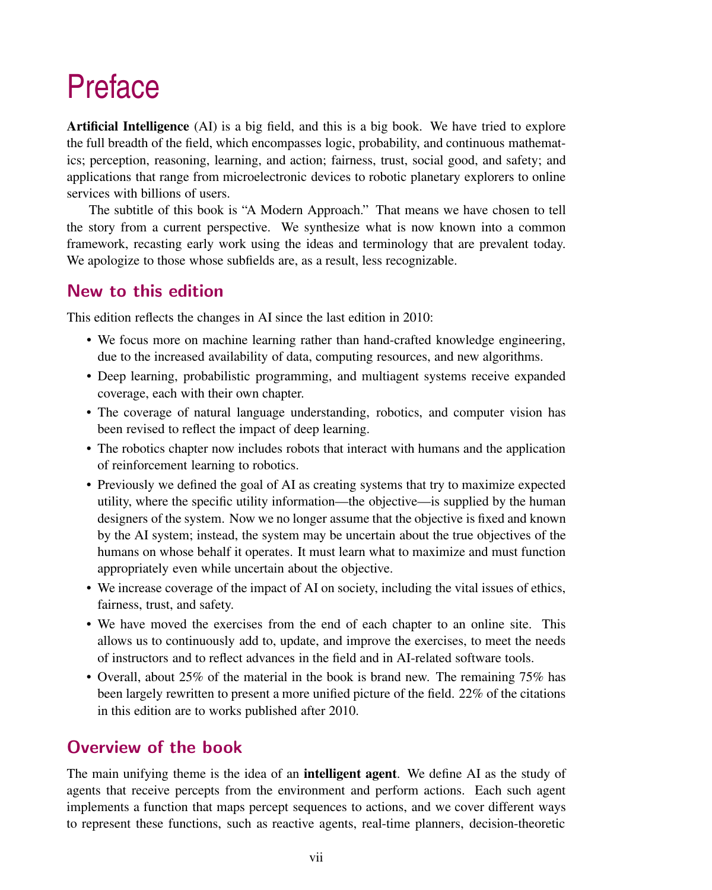# Preface

**Artificial Intelligence** (AI) is a big field, and this is a big book. We have tried to explore the full breadth of the field, which encompasses logic, probability, and continuous mathematics; perception, reasoning, learning, and action; fairness, trust, social good, and safety; and applications that range from microelectronic devices to robotic planetary explorers to online services with billions of users.

The subtitle of this book is "A Modern Approach." That means we have chosen to tell the story from a current perspective. We synthesize what is now known into a common framework, recasting early work using the ideas and terminology that are prevalent today. We apologize to those whose subfields are, as a result, less recognizable.

## New to this edition

This edition reflects the changes in AI since the last edition in 2010:

- We focus more on machine learning rather than hand-crafted knowledge engineering, due to the increased availability of data, computing resources, and new algorithms.
- Deep learning, probabilistic programming, and multiagent systems receive expanded coverage, each with their own chapter.
- The coverage of natural language understanding, robotics, and computer vision has been revised to reflect the impact of deep learning.
- The robotics chapter now includes robots that interact with humans and the application of reinforcement learning to robotics.
- Previously we defined the goal of AI as creating systems that try to maximize expected utility, where the specific utility information—the objective—is supplied by the human designers of the system. Now we no longer assume that the objective is fixed and known by the AI system; instead, the system may be uncertain about the true objectives of the humans on whose behalf it operates. It must learn what to maximize and must function appropriately even while uncertain about the objective.
- We increase coverage of the impact of AI on society, including the vital issues of ethics, fairness, trust, and safety.
- We have moved the exercises from the end of each chapter to an online site. This allows us to continuously add to, update, and improve the exercises, to meet the needs of instructors and to reflect advances in the field and in AI-related software tools.
- Overall, about 25% of the material in the book is brand new. The remaining 75% has been largely rewritten to present a more unified picture of the field. 22% of the citations in this edition are to works published after 2010.

## Overview of the book

The main unifying theme is the idea of an **intelligent agent**. We define AI as the study of agents that receive percepts from the environment and perform actions. Each such agent implements a function that maps percept sequences to actions, and we cover different ways to represent these functions, such as reactive agents, real-time planners, decision-theoretic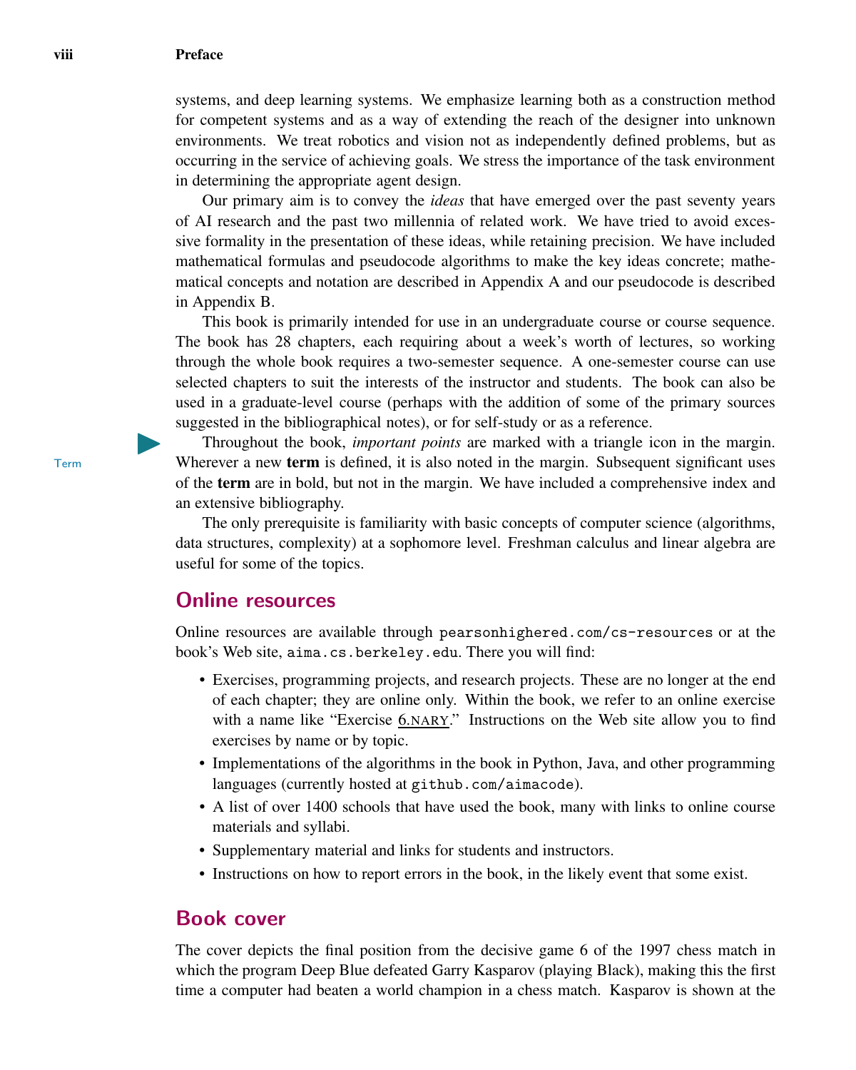systems, and deep learning systems. We emphasize learning both as a construction method for competent systems and as a way of extending the reach of the designer into unknown environments. We treat robotics and vision not as independently defined problems, but as occurring in the service of achieving goals. We stress the importance of the task environment in determining the appropriate agent design.

Our primary aim is to convey the *ideas* that have emerged over the past seventy years of AI research and the past two millennia of related work. We have tried to avoid excessive formality in the presentation of these ideas, while retaining precision. We have included mathematical formulas and pseudocode algorithms to make the key ideas concrete; mathematical concepts and notation are described in Appendix A and our pseudocode is described in Appendix B.

This book is primarily intended for use in an undergraduate course or course sequence. The book has 28 chapters, each requiring about a week's worth of lectures, so working through the whole book requires a two-semester sequence. A one-semester course can use selected chapters to suit the interests of the instructor and students. The book can also be used in a graduate-level course (perhaps with the addition of some of the primary sources suggested in the bibliographical notes), or for self-study or as a reference.

Term

Throughout the book, *important points* are marked with a triangle icon in the margin. Wherever a new **term** is defined, it is also noted in the margin. Subsequent significant uses of the **term** are in bold, but not in the margin. We have included a comprehensive index and an extensive bibliography.

The only prerequisite is familiarity with basic concepts of computer science (algorithms, data structures, complexity) at a sophomore level. Freshman calculus and linear algebra are useful for some of the topics.

## Online resources

Online resources are available through `pearsonhighered.com/cs-resources` or at the book's Web site, `aima.cs.berkeley.edu`. There you will find:

- Exercises, programming projects, and research projects. These are no longer at the end of each chapter; they are online only. Within the book, we refer to an online exercise with a name like "Exercise 6.NARY." Instructions on the Web site allow you to find exercises by name or by topic.
- Implementations of the algorithms in the book in Python, Java, and other programming languages (currently hosted at `github.com/aimacode`).
- A list of over 1400 schools that have used the book, many with links to online course materials and syllabi.
- Supplementary material and links for students and instructors.
- Instructions on how to report errors in the book, in the likely event that some exist.

## Book cover

The cover depicts the final position from the decisive game 6 of the 1997 chess match in which the program Deep Blue defeated Garry Kasparov (playing Black), making this the first time a computer had beaten a world champion in a chess match. Kasparov is shown at the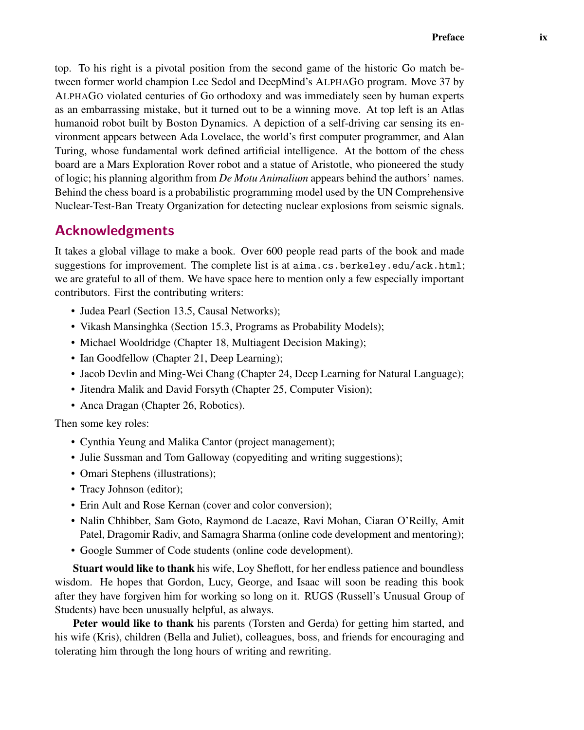top. To his right is a pivotal position from the second game of the historic Go match between former world champion Lee Sedol and DeepMind's ALPHAGO program. Move 37 by ALPHAGO violated centuries of Go orthodoxy and was immediately seen by human experts as an embarrassing mistake, but it turned out to be a winning move. At top left is an Atlas humanoid robot built by Boston Dynamics. A depiction of a self-driving car sensing its environment appears between Ada Lovelace, the world's first computer programmer, and Alan Turing, whose fundamental work defined artificial intelligence. At the bottom of the chess board are a Mars Exploration Rover robot and a statue of Aristotle, who pioneered the study of logic; his planning algorithm from *De Motu Animalium* appears behind the authors' names. Behind the chess board is a probabilistic programming model used by the UN Comprehensive Nuclear-Test-Ban Treaty Organization for detecting nuclear explosions from seismic signals.

## Acknowledgments

It takes a global village to make a book. Over 600 people read parts of the book and made suggestions for improvement. The complete list is at `aima.cs.berkeley.edu/ack.html`; we are grateful to all of them. We have space here to mention only a few especially important contributors. First the contributing writers:

- Judea Pearl (Section 13.5, Causal Networks);
- Vikash Mansinghka (Section 15.3, Programs as Probability Models);
- Michael Wooldridge (Chapter 18, Multiagent Decision Making);
- Ian Goodfellow (Chapter 21, Deep Learning);
- Jacob Devlin and Ming-Wei Chang (Chapter 24, Deep Learning for Natural Language);
- Jitendra Malik and David Forsyth (Chapter 25, Computer Vision);
- Anca Dragan (Chapter 26, Robotics).

Then some key roles:

- Cynthia Yeung and Malika Cantor (project management);
- Julie Sussman and Tom Galloway (copyediting and writing suggestions);
- Omari Stephens (illustrations);
- Tracy Johnson (editor);
- Erin Ault and Rose Kernan (cover and color conversion);
- Nalin Chhibber, Sam Goto, Raymond de Lacaze, Ravi Mohan, Ciaran O'Reilly, Amit Patel, Dragomir Radiv, and Samagra Sharma (online code development and mentoring);
- Google Summer of Code students (online code development).

**Stuart would like to thank** his wife, Loy Sheflott, for her endless patience and boundless wisdom. He hopes that Gordon, Lucy, George, and Isaac will soon be reading this book after they have forgiven him for working so long on it. RUGS (Russell's Unusual Group of Students) have been unusually helpful, as always.

**Peter would like to thank** his parents (Torsten and Gerda) for getting him started, and his wife (Kris), children (Bella and Juliet), colleagues, boss, and friends for encouraging and tolerating him through the long hours of writing and rewriting.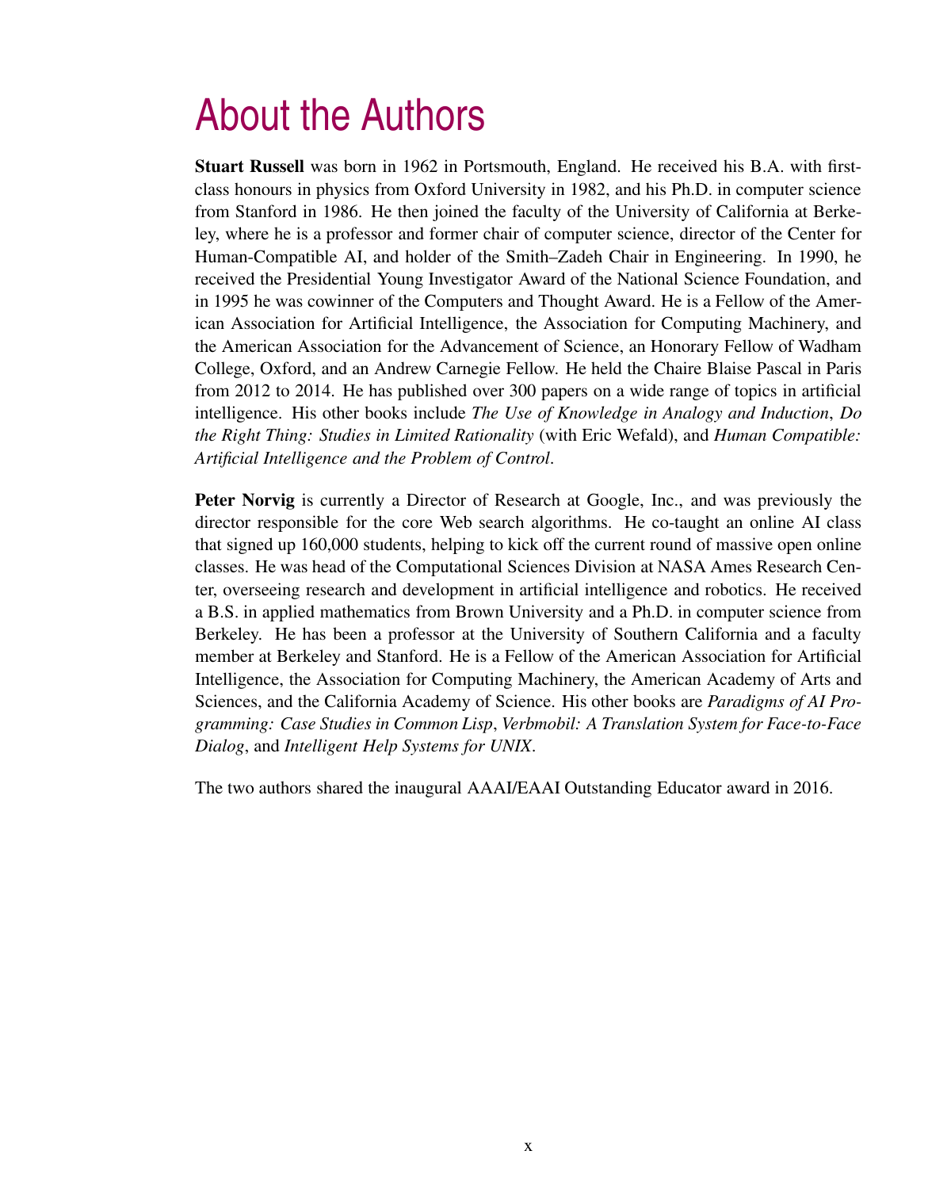# About the Authors

**Stuart Russell** was born in 1962 in Portsmouth, England. He received his B.A. with first-class honours in physics from Oxford University in 1982, and his Ph.D. in computer science from Stanford in 1986. He then joined the faculty of the University of California at Berkeley, where he is a professor and former chair of computer science, director of the Center for Human-Compatible AI, and holder of the Smith–Zadeh Chair in Engineering. In 1990, he received the Presidential Young Investigator Award of the National Science Foundation, and in 1995 he was cowinner of the Computers and Thought Award. He is a Fellow of the American Association for Artificial Intelligence, the Association for Computing Machinery, and the American Association for the Advancement of Science, an Honorary Fellow of Wadham College, Oxford, and an Andrew Carnegie Fellow. He held the Chaire Blaise Pascal in Paris from 2012 to 2014. He has published over 300 papers on a wide range of topics in artificial intelligence. His other books include *The Use of Knowledge in Analogy and Induction*, *Do the Right Thing: Studies in Limited Rationality* (with Eric Wefald), and *Human Compatible: Artificial Intelligence and the Problem of Control*.

**Peter Norvig** is currently a Director of Research at Google, Inc., and was previously the director responsible for the core Web search algorithms. He co-taught an online AI class that signed up 160,000 students, helping to kick off the current round of massive open online classes. He was head of the Computational Sciences Division at NASA Ames Research Center, overseeing research and development in artificial intelligence and robotics. He received a B.S. in applied mathematics from Brown University and a Ph.D. in computer science from Berkeley. He has been a professor at the University of Southern California and a faculty member at Berkeley and Stanford. He is a Fellow of the American Association for Artificial Intelligence, the Association for Computing Machinery, the American Academy of Arts and Sciences, and the California Academy of Science. His other books are *Paradigms of AI Programming: Case Studies in Common Lisp*, *Verbmobil: A Translation System for Face-to-Face Dialog*, and *Intelligent Help Systems for UNIX*.

The two authors shared the inaugural AAAI/EAAI Outstanding Educator award in 2016.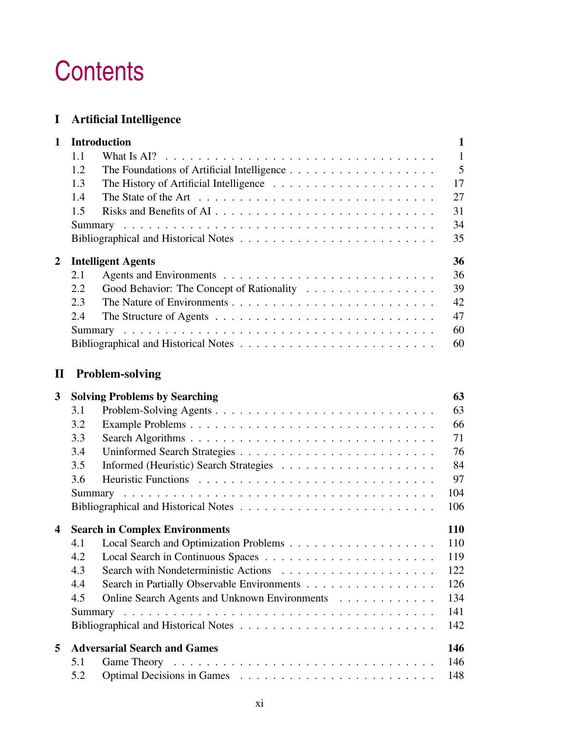# Contents

## I Artificial Intelligence

| | | |
|---|---|---|
| **1** | **Introduction** | **1** |
| 1.1 | What Is AI? | 1 |
| 1.2 | The Foundations of Artificial Intelligence | 5 |
| 1.3 | The History of Artificial Intelligence | 17 |
| 1.4 | The State of the Art | 27 |
| 1.5 | Risks and Benefits of AI | 31 |
| | Summary | 34 |
| | Bibliographical and Historical Notes | 35 |
| **2** | **Intelligent Agents** | **36** |
| 2.1 | Agents and Environments | 36 |
| 2.2 | Good Behavior: The Concept of Rationality | 39 |
| 2.3 | The Nature of Environments | 42 |
| 2.4 | The Structure of Agents | 47 |
| | Summary | 60 |
| | Bibliographical and Historical Notes | 60 |

## II Problem-solving

| | | |
|---|---|---|
| **3** | **Solving Problems by Searching** | **63** |
| 3.1 | Problem-Solving Agents | 63 |
| 3.2 | Example Problems | 66 |
| 3.3 | Search Algorithms | 71 |
| 3.4 | Uninformed Search Strategies | 76 |
| 3.5 | Informed (Heuristic) Search Strategies | 84 |
| 3.6 | Heuristic Functions | 97 |
| | Summary | 104 |
| | Bibliographical and Historical Notes | 106 |
| **4** | **Search in Complex Environments** | **110** |
| 4.1 | Local Search and Optimization Problems | 110 |
| 4.2 | Local Search in Continuous Spaces | 119 |
| 4.3 | Search with Nondeterministic Actions | 122 |
| 4.4 | Search in Partially Observable Environments | 126 |
| 4.5 | Online Search Agents and Unknown Environments | 134 |
| | Summary | 141 |
| | Bibliographical and Historical Notes | 142 |
| **5** | **Adversarial Search and Games** | **146** |
| 5.1 | Game Theory | 146 |
| 5.2 | Optimal Decisions in Games | 148 |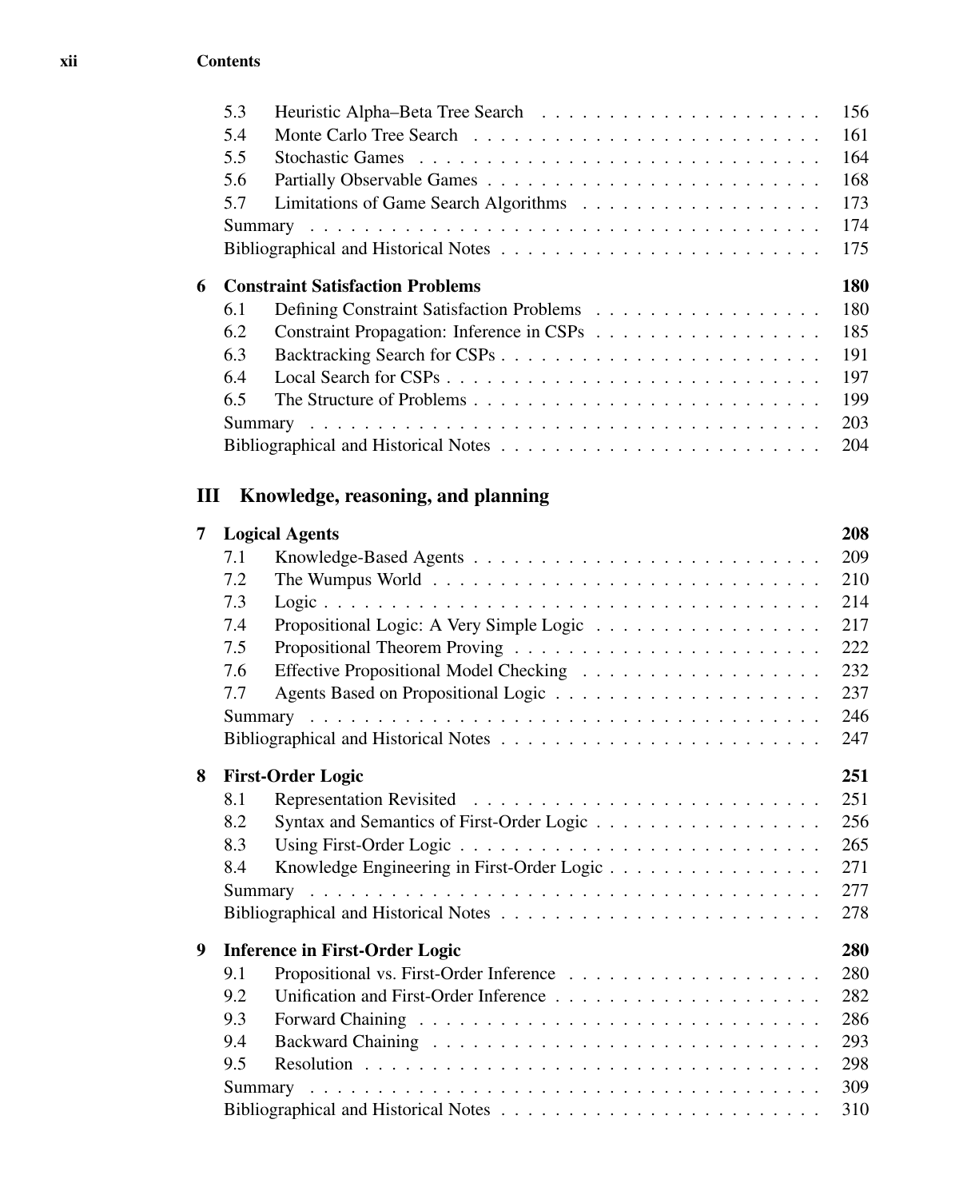| | | |
|---|---|---|
| 5.3 | Heuristic Alpha–Beta Tree Search | 156 |
| 5.4 | Monte Carlo Tree Search | 161 |
| 5.5 | Stochastic Games | 164 |
| 5.6 | Partially Observable Games | 168 |
| 5.7 | Limitations of Game Search Algorithms | 173 |
| | Summary | 174 |
| | Bibliographical and Historical Notes | 175 |

**6 Constraint Satisfaction Problems** **180**

| | | |
|---|---|---|
| 6.1 | Defining Constraint Satisfaction Problems | 180 |
| 6.2 | Constraint Propagation: Inference in CSPs | 185 |
| 6.3 | Backtracking Search for CSPs | 191 |
| 6.4 | Local Search for CSPs | 197 |
| 6.5 | The Structure of Problems | 199 |
| | Summary | 203 |
| | Bibliographical and Historical Notes | 204 |

## III Knowledge, reasoning, and planning

**7 Logical Agents** **208**

| | | |
|---|---|---|
| 7.1 | Knowledge-Based Agents | 209 |
| 7.2 | The Wumpus World | 210 |
| 7.3 | Logic | 214 |
| 7.4 | Propositional Logic: A Very Simple Logic | 217 |
| 7.5 | Propositional Theorem Proving | 222 |
| 7.6 | Effective Propositional Model Checking | 232 |
| 7.7 | Agents Based on Propositional Logic | 237 |
| | Summary | 246 |
| | Bibliographical and Historical Notes | 247 |

**8 First-Order Logic** **251**

| | | |
|---|---|---|
| 8.1 | Representation Revisited | 251 |
| 8.2 | Syntax and Semantics of First-Order Logic | 256 |
| 8.3 | Using First-Order Logic | 265 |
| 8.4 | Knowledge Engineering in First-Order Logic | 271 |
| | Summary | 277 |
| | Bibliographical and Historical Notes | 278 |

**9 Inference in First-Order Logic** **280**

| | | |
|---|---|---|
| 9.1 | Propositional vs. First-Order Inference | 280 |
| 9.2 | Unification and First-Order Inference | 282 |
| 9.3 | Forward Chaining | 286 |
| 9.4 | Backward Chaining | 293 |
| 9.5 | Resolution | 298 |
| | Summary | 309 |
| | Bibliographical and Historical Notes | 310 |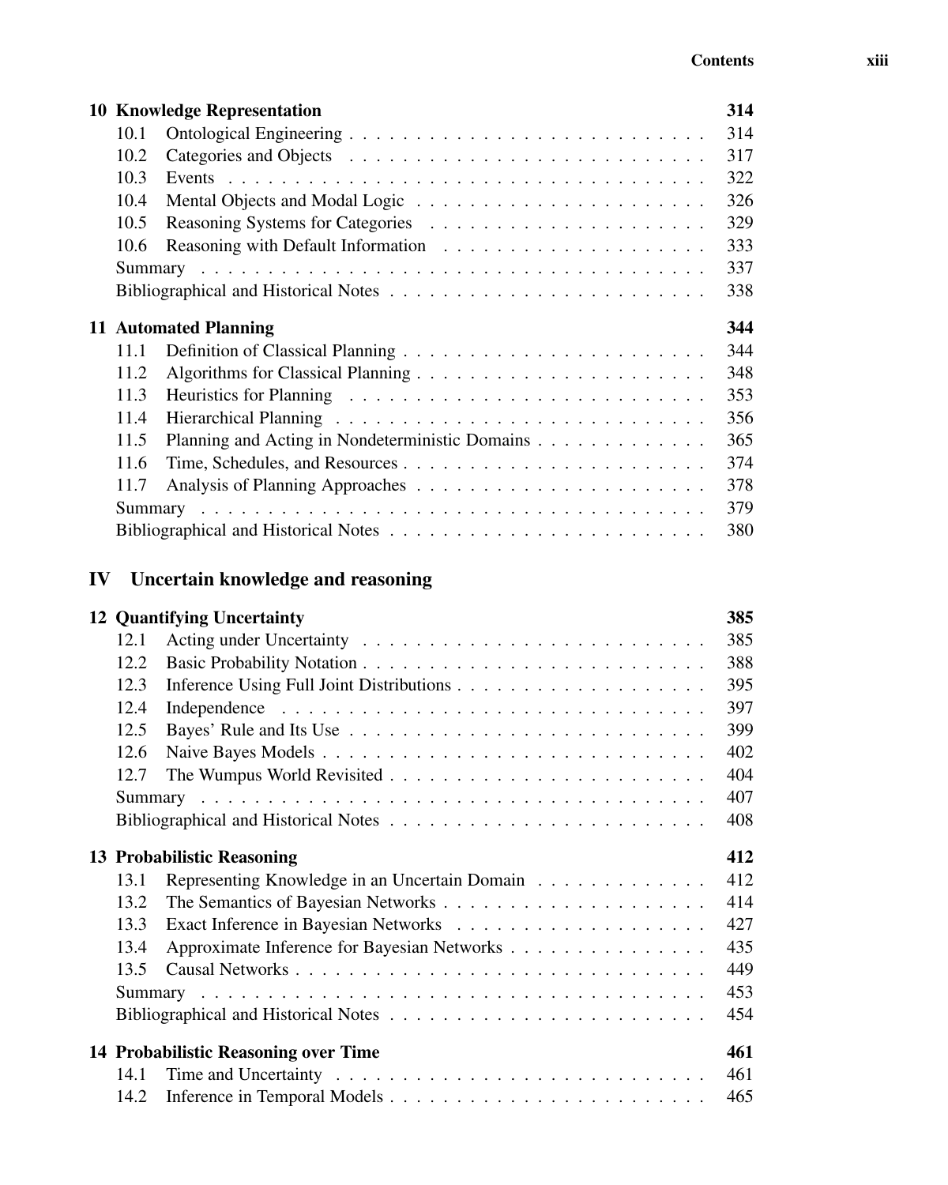| | | |
|---|---|---|
| **10** | **Knowledge Representation** | **314** |
| 10.1 | Ontological Engineering | 314 |
| 10.2 | Categories and Objects | 317 |
| 10.3 | Events | 322 |
| 10.4 | Mental Objects and Modal Logic | 326 |
| 10.5 | Reasoning Systems for Categories | 329 |
| 10.6 | Reasoning with Default Information | 333 |
| | Summary | 337 |
| | Bibliographical and Historical Notes | 338 |
| **11** | **Automated Planning** | **344** |
| 11.1 | Definition of Classical Planning | 344 |
| 11.2 | Algorithms for Classical Planning | 348 |
| 11.3 | Heuristics for Planning | 353 |
| 11.4 | Hierarchical Planning | 356 |
| 11.5 | Planning and Acting in Nondeterministic Domains | 365 |
| 11.6 | Time, Schedules, and Resources | 374 |
| 11.7 | Analysis of Planning Approaches | 378 |
| | Summary | 379 |
| | Bibliographical and Historical Notes | 380 |

# IV Uncertain knowledge and reasoning

| | | |
|---|---|---|
| **12** | **Quantifying Uncertainty** | **385** |
| 12.1 | Acting under Uncertainty | 385 |
| 12.2 | Basic Probability Notation | 388 |
| 12.3 | Inference Using Full Joint Distributions | 395 |
| 12.4 | Independence | 397 |
| 12.5 | Bayes' Rule and Its Use | 399 |
| 12.6 | Naive Bayes Models | 402 |
| 12.7 | The Wumpus World Revisited | 404 |
| | Summary | 407 |
| | Bibliographical and Historical Notes | 408 |
| **13** | **Probabilistic Reasoning** | **412** |
| 13.1 | Representing Knowledge in an Uncertain Domain | 412 |
| 13.2 | The Semantics of Bayesian Networks | 414 |
| 13.3 | Exact Inference in Bayesian Networks | 427 |
| 13.4 | Approximate Inference for Bayesian Networks | 435 |
| 13.5 | Causal Networks | 449 |
| | Summary | 453 |
| | Bibliographical and Historical Notes | 454 |
| **14** | **Probabilistic Reasoning over Time** | **461** |
| 14.1 | Time and Uncertainty | 461 |
| 14.2 | Inference in Temporal Models | 465 |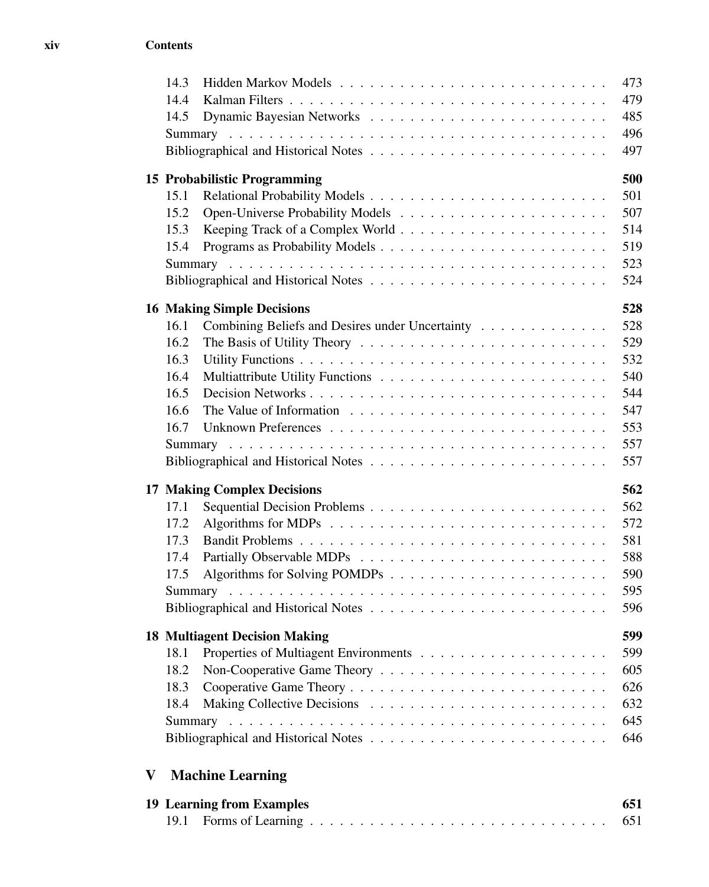| | | |
|---|---|---|
| 14.3 | Hidden Markov Models | 473 |
| 14.4 | Kalman Filters | 479 |
| 14.5 | Dynamic Bayesian Networks | 485 |
| | Summary | 496 |
| | Bibliographical and Historical Notes | 497 |

**15 Probabilistic Programming** **500**

| | | |
|---|---|---|
| 15.1 | Relational Probability Models | 501 |
| 15.2 | Open-Universe Probability Models | 507 |
| 15.3 | Keeping Track of a Complex World | 514 |
| 15.4 | Programs as Probability Models | 519 |
| | Summary | 523 |
| | Bibliographical and Historical Notes | 524 |

**16 Making Simple Decisions** **528**

| | | |
|---|---|---|
| 16.1 | Combining Beliefs and Desires under Uncertainty | 528 |
| 16.2 | The Basis of Utility Theory | 529 |
| 16.3 | Utility Functions | 532 |
| 16.4 | Multiattribute Utility Functions | 540 |
| 16.5 | Decision Networks | 544 |
| 16.6 | The Value of Information | 547 |
| 16.7 | Unknown Preferences | 553 |
| | Summary | 557 |
| | Bibliographical and Historical Notes | 557 |

**17 Making Complex Decisions** **562**

| | | |
|---|---|---|
| 17.1 | Sequential Decision Problems | 562 |
| 17.2 | Algorithms for MDPs | 572 |
| 17.3 | Bandit Problems | 581 |
| 17.4 | Partially Observable MDPs | 588 |
| 17.5 | Algorithms for Solving POMDPs | 590 |
| | Summary | 595 |
| | Bibliographical and Historical Notes | 596 |

**18 Multiagent Decision Making** **599**

| | | |
|---|---|---|
| 18.1 | Properties of Multiagent Environments | 599 |
| 18.2 | Non-Cooperative Game Theory | 605 |
| 18.3 | Cooperative Game Theory | 626 |
| 18.4 | Making Collective Decisions | 632 |
| | Summary | 645 |
| | Bibliographical and Historical Notes | 646 |

# V Machine Learning

**19 Learning from Examples** **651**

| | | |
|---|---|---|
| 19.1 | Forms of Learning | 651 |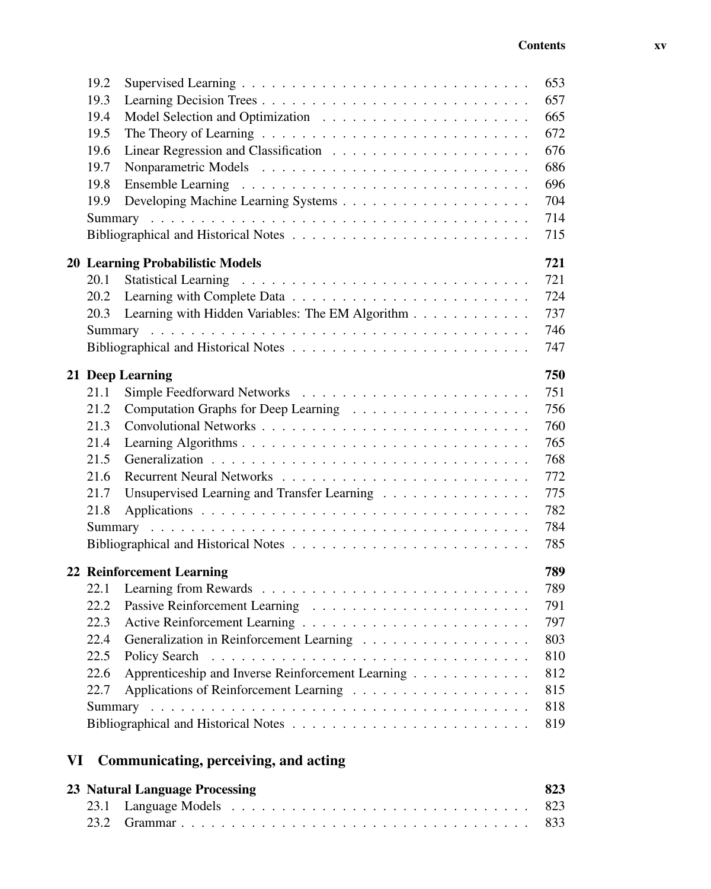| | | |
|---|---|---|
| 19.2 | Supervised Learning | 653 |
| 19.3 | Learning Decision Trees | 657 |
| 19.4 | Model Selection and Optimization | 665 |
| 19.5 | The Theory of Learning | 672 |
| 19.6 | Linear Regression and Classification | 676 |
| 19.7 | Nonparametric Models | 686 |
| 19.8 | Ensemble Learning | 696 |
| 19.9 | Developing Machine Learning Systems | 704 |
| | Summary | 714 |
| | Bibliographical and Historical Notes | 715 |

**20 Learning Probabilistic Models** **721**

| | | |
|---|---|---|
| 20.1 | Statistical Learning | 721 |
| 20.2 | Learning with Complete Data | 724 |
| 20.3 | Learning with Hidden Variables: The EM Algorithm | 737 |
| | Summary | 746 |
| | Bibliographical and Historical Notes | 747 |

**21 Deep Learning** **750**

| | | |
|---|---|---|
| 21.1 | Simple Feedforward Networks | 751 |
| 21.2 | Computation Graphs for Deep Learning | 756 |
| 21.3 | Convolutional Networks | 760 |
| 21.4 | Learning Algorithms | 765 |
| 21.5 | Generalization | 768 |
| 21.6 | Recurrent Neural Networks | 772 |
| 21.7 | Unsupervised Learning and Transfer Learning | 775 |
| 21.8 | Applications | 782 |
| | Summary | 784 |
| | Bibliographical and Historical Notes | 785 |

**22 Reinforcement Learning** **789**

| | | |
|---|---|---|
| 22.1 | Learning from Rewards | 789 |
| 22.2 | Passive Reinforcement Learning | 791 |
| 22.3 | Active Reinforcement Learning | 797 |
| 22.4 | Generalization in Reinforcement Learning | 803 |
| 22.5 | Policy Search | 810 |
| 22.6 | Apprenticeship and Inverse Reinforcement Learning | 812 |
| 22.7 | Applications of Reinforcement Learning | 815 |
| | Summary | 818 |
| | Bibliographical and Historical Notes | 819 |

# VI Communicating, perceiving, and acting

**23 Natural Language Processing** **823**

| | | |
|---|---|---|
| 23.1 | Language Models | 823 |
| 23.2 | Grammar | 833 |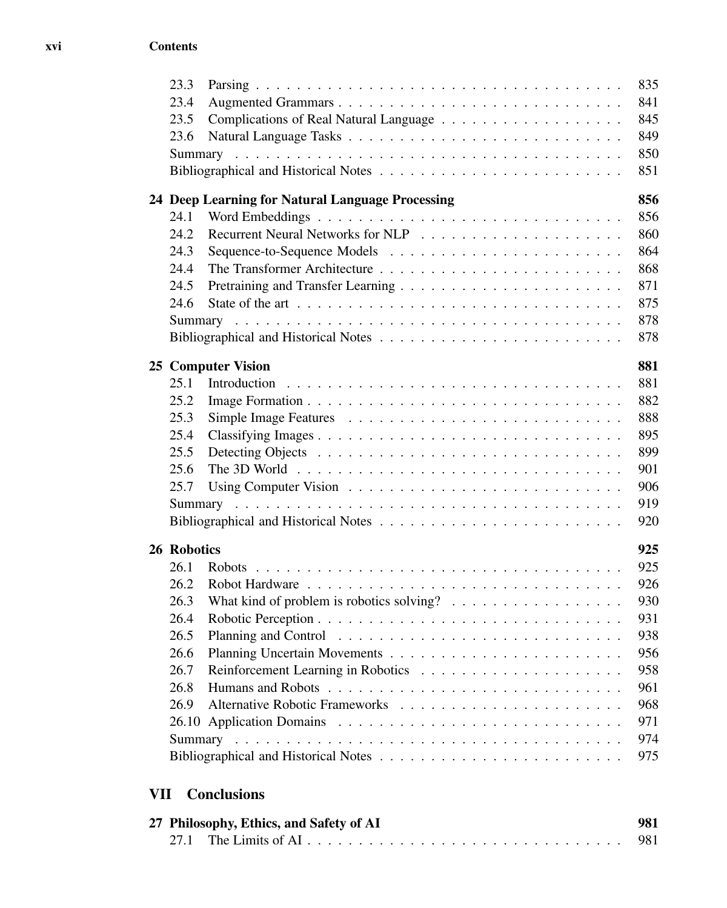| | | |
|---|---|---|
| 23.3 | Parsing | 835 |
| 23.4 | Augmented Grammars | 841 |
| 23.5 | Complications of Real Natural Language | 845 |
| 23.6 | Natural Language Tasks | 849 |
| | Summary | 850 |
| | Bibliographical and Historical Notes | 851 |

**24 Deep Learning for Natural Language Processing** **856**

| | | |
|---|---|---|
| 24.1 | Word Embeddings | 856 |
| 24.2 | Recurrent Neural Networks for NLP | 860 |
| 24.3 | Sequence-to-Sequence Models | 864 |
| 24.4 | The Transformer Architecture | 868 |
| 24.5 | Pretraining and Transfer Learning | 871 |
| 24.6 | State of the art | 875 |
| | Summary | 878 |
| | Bibliographical and Historical Notes | 878 |

**25 Computer Vision** **881**

| | | |
|---|---|---|
| 25.1 | Introduction | 881 |
| 25.2 | Image Formation | 882 |
| 25.3 | Simple Image Features | 888 |
| 25.4 | Classifying Images | 895 |
| 25.5 | Detecting Objects | 899 |
| 25.6 | The 3D World | 901 |
| 25.7 | Using Computer Vision | 906 |
| | Summary | 919 |
| | Bibliographical and Historical Notes | 920 |

**26 Robotics** **925**

| | | |
|---|---|---|
| 26.1 | Robots | 925 |
| 26.2 | Robot Hardware | 926 |
| 26.3 | What kind of problem is robotics solving? | 930 |
| 26.4 | Robotic Perception | 931 |
| 26.5 | Planning and Control | 938 |
| 26.6 | Planning Uncertain Movements | 956 |
| 26.7 | Reinforcement Learning in Robotics | 958 |
| 26.8 | Humans and Robots | 961 |
| 26.9 | Alternative Robotic Frameworks | 968 |
| 26.10 | Application Domains | 971 |
| | Summary | 974 |
| | Bibliographical and Historical Notes | 975 |

## VII Conclusions

**27 Philosophy, Ethics, and Safety of AI** **981**

| | | |
|---|---|---|
| 27.1 | The Limits of AI | 981 |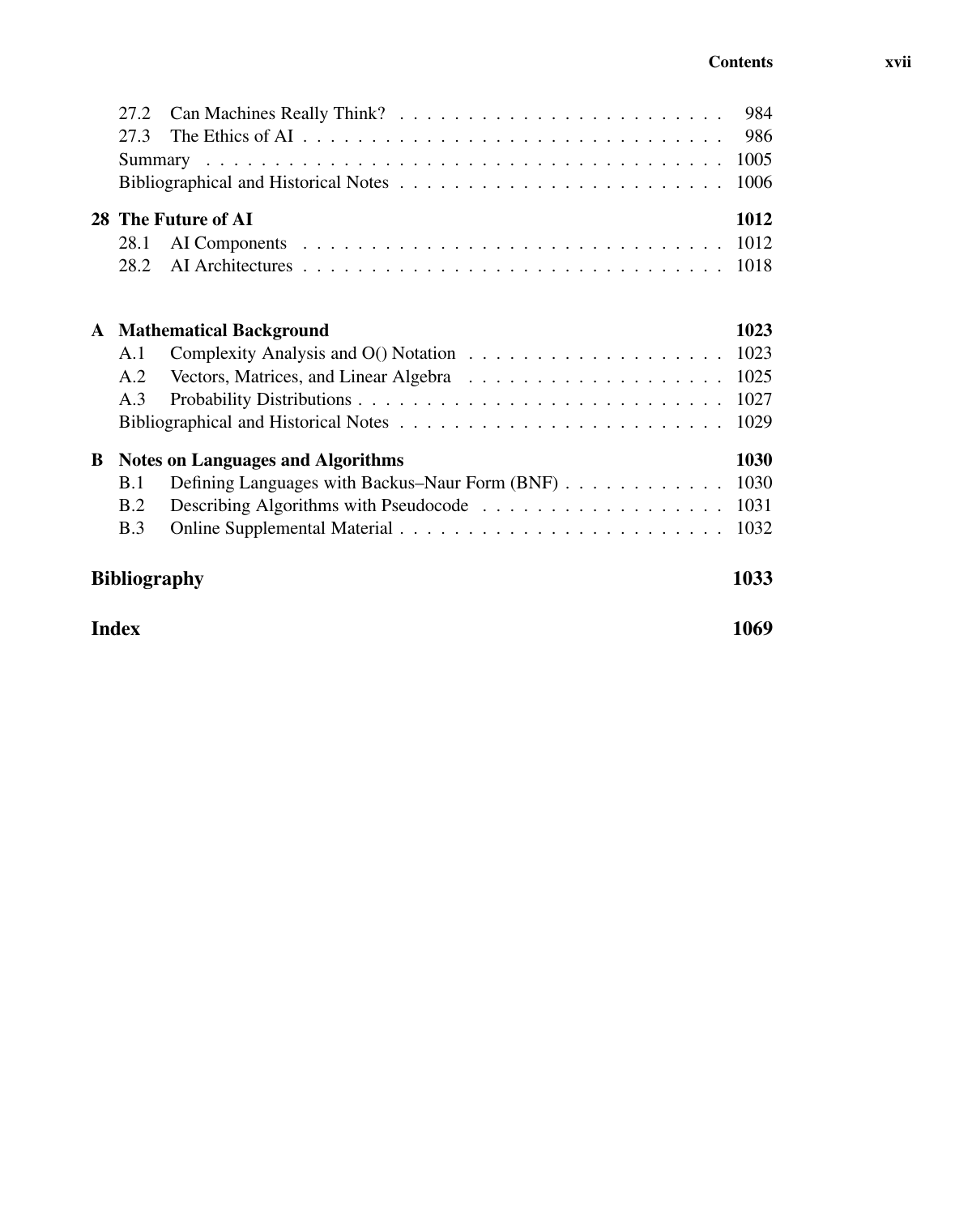27.2 Can Machines Really Think? . . . . . . . . . . . . . . . . . . . . . . . . 984
27.3 The Ethics of AI . . . . . . . . . . . . . . . . . . . . . . . . . . . . . . . 986
Summary . . . . . . . . . . . . . . . . . . . . . . . . . . . . . . . . . . . . 1005
Bibliographical and Historical Notes . . . . . . . . . . . . . . . . . . . . . . . . 1006

**28 The Future of AI** **1012**

28.1 AI Components . . . . . . . . . . . . . . . . . . . . . . . . . . . . . . . 1012
28.2 AI Architectures . . . . . . . . . . . . . . . . . . . . . . . . . . . . . . . 1018

**A Mathematical Background** **1023**

A.1 Complexity Analysis and O() Notation . . . . . . . . . . . . . . . . . . . 1023
A.2 Vectors, Matrices, and Linear Algebra . . . . . . . . . . . . . . . . . . . 1025
A.3 Probability Distributions . . . . . . . . . . . . . . . . . . . . . . . . . . . 1027
Bibliographical and Historical Notes . . . . . . . . . . . . . . . . . . . . . . . . 1029

**B Notes on Languages and Algorithms** **1030**

B.1 Defining Languages with Backus–Naur Form (BNF) . . . . . . . . . . . . 1030
B.2 Describing Algorithms with Pseudocode . . . . . . . . . . . . . . . . . . 1031
B.3 Online Supplemental Material . . . . . . . . . . . . . . . . . . . . . . . . 1032

**Bibliography** **1033**

**Index** **1069**